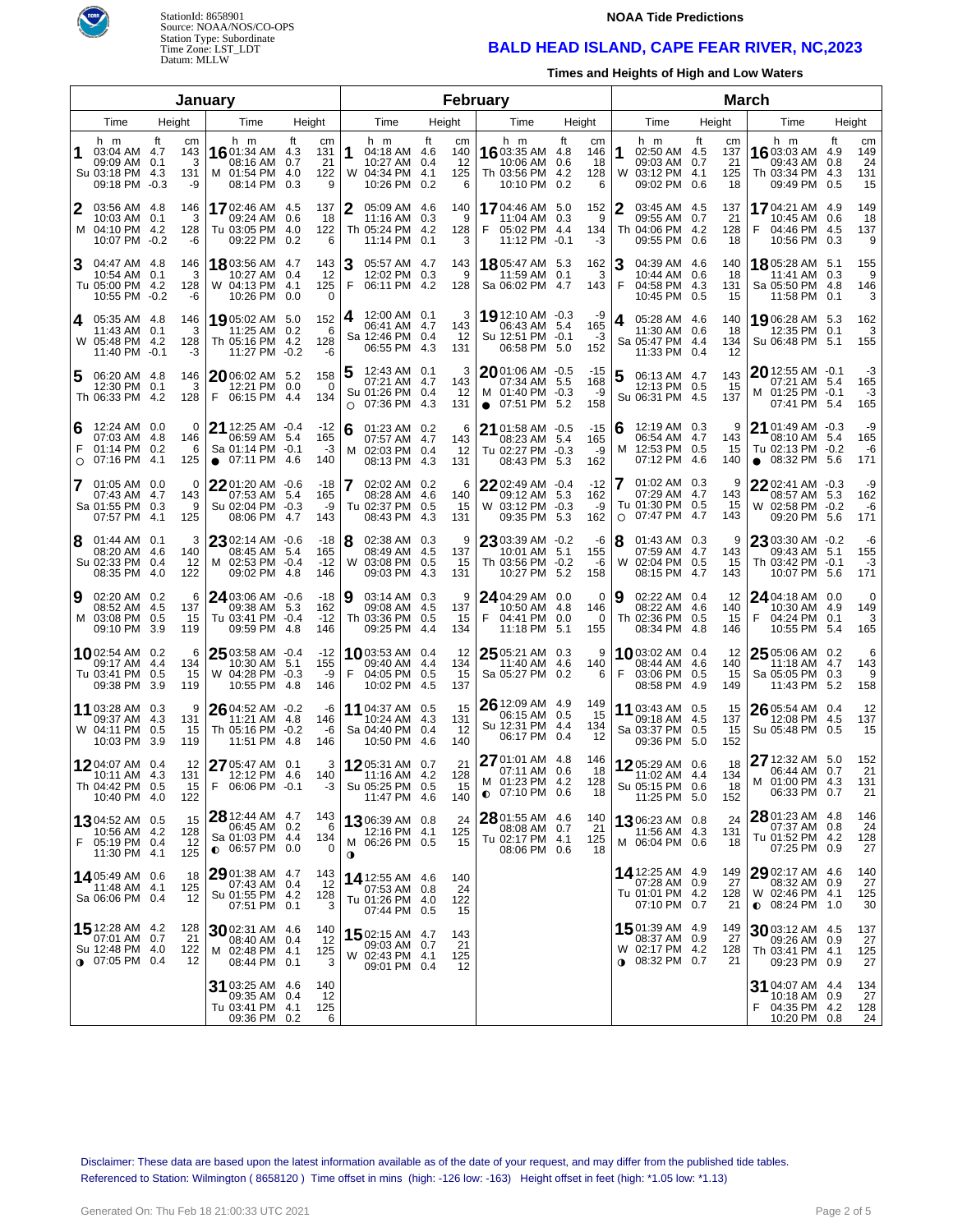StationId: 8658901
Source: NOAA/NOS/CO-OPS
Station Type: Subordinate
Time Zone: LST_LDT
Datum: MLLW

**NOAA Tide Predictions**

# BALD HEAD ISLAND, CAPE FEAR RIVER, NC,2023

**Times and Heights of High and Low Waters**

## January

| Day | Time | ft | cm | Time | ft | cm | Time | ft | cm | Time | ft | cm |
|---|---|---|---|---|---|---|---|---|---|---|---|---|
| 1 Su | 03:04 AM | 4.7 | 143 | 09:09 AM | 0.1 | 3 | 03:18 PM | 4.3 | 131 | 09:18 PM | -0.3 | -9 |
| 2 M | 03:56 AM | 4.8 | 146 | 10:03 AM | 0.1 | 3 | 04:10 PM | 4.2 | 128 | 10:07 PM | -0.2 | -6 |
| 3 Tu | 04:47 AM | 4.8 | 146 | 10:54 AM | 0.1 | 3 | 05:00 PM | 4.2 | 128 | 10:55 PM | -0.2 | -6 |
| 4 W | 05:35 AM | 4.8 | 146 | 11:43 AM | 0.1 | 3 | 05:48 PM | 4.2 | 128 | 11:40 PM | -0.1 | -3 |
| 5 Th | 06:20 AM | 4.8 | 146 | 12:30 PM | 0.1 | 3 | 06:33 PM | 4.2 | 128 | | | |
| 6 F ○ | 12:24 AM | 0.0 | 0 | 07:03 AM | 4.8 | 146 | 01:14 PM | 0.2 | 6 | 07:16 PM | 4.1 | 125 |
| 7 Sa | 01:05 AM | 0.0 | 0 | 07:43 AM | 4.7 | 143 | 01:55 PM | 0.3 | 9 | 07:57 PM | 4.1 | 125 |
| 8 Su | 01:44 AM | 0.1 | 3 | 08:20 AM | 4.6 | 140 | 02:33 PM | 0.4 | 12 | 08:35 PM | 4.0 | 122 |
| 9 M | 02:20 AM | 0.2 | 6 | 08:52 AM | 4.5 | 137 | 03:08 PM | 0.5 | 15 | 09:10 PM | 3.9 | 119 |
| 10 Tu | 02:54 AM | 0.2 | 6 | 09:17 AM | 4.4 | 134 | 03:41 PM | 0.5 | 15 | 09:38 PM | 3.9 | 119 |
| 11 W | 03:28 AM | 0.3 | 9 | 09:37 AM | 4.3 | 131 | 04:11 PM | 0.5 | 15 | 10:03 PM | 3.9 | 119 |
| 12 Th | 04:07 AM | 0.4 | 12 | 10:11 AM | 4.3 | 131 | 04:42 PM | 0.5 | 15 | 10:40 PM | 4.0 | 122 |
| 13 F | 04:52 AM | 0.5 | 15 | 10:56 AM | 4.2 | 128 | 05:19 PM | 0.4 | 12 | 11:30 PM | 4.1 | 125 |
| 14 Sa | 05:49 AM | 0.6 | 18 | 11:48 AM | 4.1 | 125 | 06:06 PM | 0.4 | 12 | | | |
| 15 Su ◑ | 12:28 AM | 4.2 | 128 | 07:01 AM | 0.7 | 21 | 12:48 PM | 4.0 | 122 | 07:05 PM | 0.4 | 12 |
| 16 M | 01:34 AM | 4.3 | 131 | 08:16 AM | 0.7 | 21 | 01:54 PM | 4.0 | 122 | 08:14 PM | 0.3 | 9 |
| 17 Tu | 02:46 AM | 4.5 | 137 | 09:24 AM | 0.6 | 18 | 03:05 PM | 4.0 | 122 | 09:22 PM | 0.2 | 6 |
| 18 W | 03:56 AM | 4.7 | 143 | 10:27 AM | 0.4 | 12 | 04:13 PM | 4.1 | 125 | 10:26 PM | 0.0 | 0 |
| 19 Th | 05:02 AM | 5.0 | 152 | 11:25 AM | 0.2 | 6 | 05:16 PM | 4.2 | 128 | 11:27 PM | -0.2 | -6 |
| 20 F | 06:02 AM | 5.2 | 158 | 12:21 PM | 0.0 | 0 | 06:15 PM | 4.4 | 134 | | | |
| 21 Sa ● | 12:25 AM | -0.4 | -12 | 06:59 AM | 5.4 | 165 | 01:14 PM | -0.1 | -3 | 07:11 PM | 4.6 | 140 |
| 22 Su | 01:20 AM | -0.6 | -18 | 07:53 AM | 5.4 | 165 | 02:04 PM | -0.3 | -9 | 08:06 PM | 4.7 | 143 |
| 23 M | 02:14 AM | -0.6 | -18 | 08:45 AM | 5.4 | 165 | 02:53 PM | -0.4 | -12 | 09:02 PM | 4.8 | 146 |
| 24 Tu | 03:06 AM | -0.6 | -18 | 09:38 AM | 5.3 | 162 | 03:41 PM | -0.4 | -12 | 09:59 PM | 4.8 | 146 |
| 25 W | 03:58 AM | -0.4 | -12 | 10:30 AM | 5.1 | 155 | 04:28 PM | -0.3 | -9 | 10:55 PM | 4.8 | 146 |
| 26 Th | 04:52 AM | -0.2 | -6 | 11:21 AM | 4.8 | 146 | 05:16 PM | -0.2 | -6 | 11:51 PM | 4.8 | 146 |
| 27 F | 05:47 AM | 0.1 | 3 | 12:12 PM | 4.6 | 140 | 06:06 PM | -0.1 | -3 | | | |
| 28 Sa ◐ | 12:44 AM | 4.7 | 143 | 06:45 AM | 0.2 | 6 | 01:03 PM | 4.4 | 134 | 06:57 PM | 0.0 | 0 |
| 29 Su | 01:38 AM | 4.7 | 143 | 07:43 AM | 0.4 | 12 | 01:55 PM | 4.2 | 128 | 07:51 PM | 0.1 | 3 |
| 30 M | 02:31 AM | 4.6 | 140 | 08:40 AM | 0.4 | 12 | 02:48 PM | 4.1 | 125 | 08:44 PM | 0.1 | 3 |
| 31 Tu | 03:25 AM | 4.6 | 140 | 09:35 AM | 0.4 | 12 | 03:41 PM | 4.1 | 125 | 09:36 PM | 0.2 | 6 |

## February

| Day | Time | ft | cm | Time | ft | cm | Time | ft | cm | Time | ft | cm |
|---|---|---|---|---|---|---|---|---|---|---|---|---|
| 1 W | 04:18 AM | 4.6 | 140 | 10:27 AM | 0.4 | 12 | 04:34 PM | 4.1 | 125 | 10:26 PM | 0.2 | 6 |
| 2 Th | 05:09 AM | 4.6 | 140 | 11:16 AM | 0.3 | 9 | 05:24 PM | 4.2 | 128 | 11:14 PM | 0.1 | 3 |
| 3 F | 05:57 AM | 4.7 | 143 | 12:02 PM | 0.3 | 9 | 06:11 PM | 4.2 | 128 | | | |
| 4 Sa | 12:00 AM | 0.1 | 3 | 06:41 AM | 4.7 | 143 | 12:46 PM | 0.4 | 12 | 06:55 PM | 4.3 | 131 |
| 5 Su ○ | 12:43 AM | 0.1 | 3 | 07:21 AM | 4.7 | 143 | 01:26 PM | 0.4 | 12 | 07:36 PM | 4.3 | 131 |
| 6 M | 01:23 AM | 0.2 | 6 | 07:57 AM | 4.7 | 143 | 02:03 PM | 0.4 | 12 | 08:13 PM | 4.3 | 131 |
| 7 Tu | 02:02 AM | 0.2 | 6 | 08:28 AM | 4.6 | 140 | 02:37 PM | 0.5 | 15 | 08:43 PM | 4.3 | 131 |
| 8 W | 02:38 AM | 0.3 | 9 | 08:49 AM | 4.5 | 137 | 03:08 PM | 0.5 | 15 | 09:03 PM | 4.3 | 131 |
| 9 Th | 03:14 AM | 0.3 | 9 | 09:08 AM | 4.5 | 137 | 03:36 PM | 0.5 | 15 | 09:25 PM | 4.4 | 134 |
| 10 F | 03:53 AM | 0.4 | 12 | 09:40 AM | 4.4 | 134 | 04:05 PM | 0.5 | 15 | 10:02 PM | 4.5 | 137 |
| 11 Sa | 04:37 AM | 0.5 | 15 | 10:24 AM | 4.3 | 131 | 04:40 PM | 0.4 | 12 | 10:50 PM | 4.6 | 140 |
| 12 Su | 05:31 AM | 0.7 | 21 | 11:16 AM | 4.2 | 128 | 05:25 PM | 0.5 | 15 | 11:47 PM | 4.6 | 140 |
| 13 M ◑ | 06:39 AM | 0.8 | 24 | 12:16 PM | 4.1 | 125 | 06:26 PM | 0.5 | 15 | | | |
| 14 Tu | 12:55 AM | 4.6 | 140 | 07:53 AM | 0.8 | 24 | 01:26 PM | 4.0 | 122 | 07:44 PM | 0.5 | 15 |
| 15 W | 02:15 AM | 4.7 | 143 | 09:03 AM | 0.7 | 21 | 02:43 PM | 4.1 | 125 | 09:01 PM | 0.4 | 12 |
| 16 Th | 03:35 AM | 4.8 | 146 | 10:06 AM | 0.6 | 18 | 03:56 PM | 4.2 | 128 | 10:10 PM | 0.2 | 6 |
| 17 F | 04:46 AM | 5.0 | 152 | 11:04 AM | 0.3 | 9 | 05:02 PM | 4.4 | 134 | 11:12 PM | -0.1 | -3 |
| 18 Sa | 05:47 AM | 5.3 | 162 | 11:59 AM | 0.1 | 3 | 06:02 PM | 4.7 | 143 | | | |
| 19 Su | 12:10 AM | -0.3 | -9 | 06:43 AM | 5.4 | 165 | 12:51 PM | -0.1 | -3 | 06:58 PM | 5.0 | 152 |
| 20 M ● | 01:06 AM | -0.5 | -15 | 07:34 AM | 5.5 | 168 | 01:40 PM | -0.3 | -9 | 07:51 PM | 5.2 | 158 |
| 21 Tu | 01:58 AM | -0.5 | -15 | 08:23 AM | 5.4 | 165 | 02:27 PM | -0.3 | -9 | 08:43 PM | 5.3 | 162 |
| 22 W | 02:49 AM | -0.4 | -12 | 09:12 AM | 5.3 | 162 | 03:12 PM | -0.3 | -9 | 09:35 PM | 5.3 | 162 |
| 23 Th | 03:39 AM | -0.2 | -6 | 10:01 AM | 5.1 | 155 | 03:56 PM | -0.2 | -6 | 10:27 PM | 5.2 | 158 |
| 24 F | 04:29 AM | 0.0 | 0 | 10:50 AM | 4.8 | 146 | 04:41 PM | 0.0 | 0 | 11:18 PM | 5.1 | 155 |
| 25 Sa | 05:21 AM | 0.3 | 9 | 11:40 AM | 4.6 | 140 | 05:27 PM | 0.2 | 6 | | | |
| 26 Su | 12:09 AM | 4.9 | 149 | 06:15 AM | 0.5 | 15 | 12:31 PM | 4.4 | 134 | 06:17 PM | 0.4 | 12 |
| 27 M ◐ | 01:01 AM | 4.8 | 146 | 07:11 AM | 0.6 | 18 | 01:23 PM | 4.2 | 128 | 07:10 PM | 0.6 | 18 |
| 28 Tu | 01:55 AM | 4.6 | 140 | 08:08 AM | 0.7 | 21 | 02:17 PM | 4.1 | 125 | 08:06 PM | 0.6 | 18 |

## March

| Day | Time | ft | cm | Time | ft | cm | Time | ft | cm | Time | ft | cm |
|---|---|---|---|---|---|---|---|---|---|---|---|---|
| 1 W | 02:50 AM | 4.5 | 137 | 09:03 AM | 0.7 | 21 | 03:12 PM | 4.1 | 125 | 09:02 PM | 0.6 | 18 |
| 2 Th | 03:45 AM | 4.5 | 137 | 09:55 AM | 0.7 | 21 | 04:06 PM | 4.2 | 128 | 09:55 PM | 0.6 | 18 |
| 3 F | 04:39 AM | 4.6 | 140 | 10:44 AM | 0.6 | 18 | 04:58 PM | 4.3 | 131 | 10:45 PM | 0.5 | 15 |
| 4 Sa | 05:28 AM | 4.6 | 140 | 11:30 AM | 0.6 | 18 | 05:47 PM | 4.4 | 134 | 11:33 PM | 0.4 | 12 |
| 5 Su | 06:13 AM | 4.7 | 143 | 12:13 PM | 0.5 | 15 | 06:31 PM | 4.5 | 137 | | | |
| 6 M | 12:19 AM | 0.3 | 9 | 06:54 AM | 4.7 | 143 | 12:53 PM | 0.5 | 15 | 07:12 PM | 4.6 | 140 |
| 7 Tu ○ | 01:02 AM | 0.3 | 9 | 07:29 AM | 4.7 | 143 | 01:30 PM | 0.5 | 15 | 07:47 PM | 4.7 | 143 |
| 8 W | 01:43 AM | 0.3 | 9 | 07:59 AM | 4.7 | 143 | 02:04 PM | 0.5 | 15 | 08:15 PM | 4.7 | 143 |
| 9 Th | 02:22 AM | 0.4 | 12 | 08:22 AM | 4.6 | 140 | 02:36 PM | 0.5 | 15 | 08:34 PM | 4.8 | 146 |
| 10 F | 03:02 AM | 0.4 | 12 | 08:44 AM | 4.6 | 140 | 03:06 PM | 0.5 | 15 | 08:58 PM | 4.9 | 149 |
| 11 Sa | 03:43 AM | 0.5 | 15 | 09:18 AM | 4.5 | 137 | 03:37 PM | 0.5 | 15 | 09:36 PM | 5.0 | 152 |
| 12 Su | 05:29 AM | 0.6 | 18 | 11:02 AM | 4.4 | 134 | 05:15 PM | 0.6 | 18 | 11:25 PM | 5.0 | 152 |
| 13 M | 06:23 AM | 0.8 | 24 | 11:56 AM | 4.3 | 131 | 06:04 PM | 0.6 | 18 | | | |
| 14 Tu | 12:25 AM | 4.9 | 149 | 07:28 AM | 0.9 | 27 | 01:01 PM | 4.2 | 128 | 07:10 PM | 0.7 | 21 |
| 15 W ◑ | 01:39 AM | 4.9 | 149 | 08:37 AM | 0.9 | 27 | 02:17 PM | 4.2 | 128 | 08:32 PM | 0.7 | 21 |
| 16 Th | 03:03 AM | 4.9 | 149 | 09:43 AM | 0.8 | 24 | 03:34 PM | 4.3 | 131 | 09:49 PM | 0.5 | 15 |
| 17 F | 04:21 AM | 4.9 | 149 | 10:45 AM | 0.6 | 18 | 04:46 PM | 4.5 | 137 | 10:56 PM | 0.3 | 9 |
| 18 Sa | 05:28 AM | 5.1 | 155 | 11:41 AM | 0.3 | 9 | 05:50 PM | 4.8 | 146 | 11:58 PM | 0.1 | 3 |
| 19 Su | 06:28 AM | 5.3 | 162 | 12:35 PM | 0.1 | 3 | 06:48 PM | 5.1 | 155 | | | |
| 20 M | 12:55 AM | -0.1 | -3 | 07:21 AM | 5.4 | 165 | 01:25 PM | -0.1 | -3 | 07:41 PM | 5.4 | 165 |
| 21 Tu ● | 01:49 AM | -0.3 | -9 | 08:10 AM | 5.4 | 165 | 02:13 PM | -0.2 | -6 | 08:32 PM | 5.6 | 171 |
| 22 W | 02:41 AM | -0.3 | -9 | 08:57 AM | 5.3 | 162 | 02:58 PM | -0.2 | -6 | 09:20 PM | 5.6 | 171 |
| 23 Th | 03:30 AM | -0.2 | -6 | 09:43 AM | 5.1 | 155 | 03:42 PM | -0.1 | -3 | 10:07 PM | 5.6 | 171 |
| 24 F | 04:18 AM | 0.0 | 0 | 10:30 AM | 4.9 | 149 | 04:24 PM | 0.1 | 3 | 10:55 PM | 5.4 | 165 |
| 25 Sa | 05:06 AM | 0.2 | 6 | 11:18 AM | 4.7 | 143 | 05:05 PM | 0.3 | 9 | 11:43 PM | 5.2 | 158 |
| 26 Su | 05:54 AM | 0.4 | 12 | 12:08 PM | 4.5 | 137 | 05:48 PM | 0.5 | 15 | | | |
| 27 M | 12:32 AM | 5.0 | 152 | 06:44 AM | 0.7 | 21 | 01:00 PM | 4.3 | 131 | 06:33 PM | 0.7 | 21 |
| 28 Tu | 01:23 AM | 4.8 | 146 | 07:37 AM | 0.8 | 24 | 01:52 PM | 4.2 | 128 | 07:25 PM | 0.9 | 27 |
| 29 W ◐ | 02:17 AM | 4.6 | 140 | 08:32 AM | 0.9 | 27 | 02:46 PM | 4.1 | 125 | 08:24 PM | 1.0 | 30 |
| 30 Th | 03:12 AM | 4.5 | 137 | 09:26 AM | 0.9 | 27 | 03:41 PM | 4.1 | 125 | 09:23 PM | 0.9 | 27 |
| 31 F | 04:07 AM | 4.4 | 134 | 10:18 AM | 0.9 | 27 | 04:35 PM | 4.2 | 128 | 10:20 PM | 0.8 | 24 |

Disclaimer: These data are based upon the latest information available as of the date of your request, and may differ from the published tide tables.
Referenced to Station: Wilmington ( 8658120 ) Time offset in mins (high: -126 low: -163) Height offset in feet (high: *1.05 low: *1.13)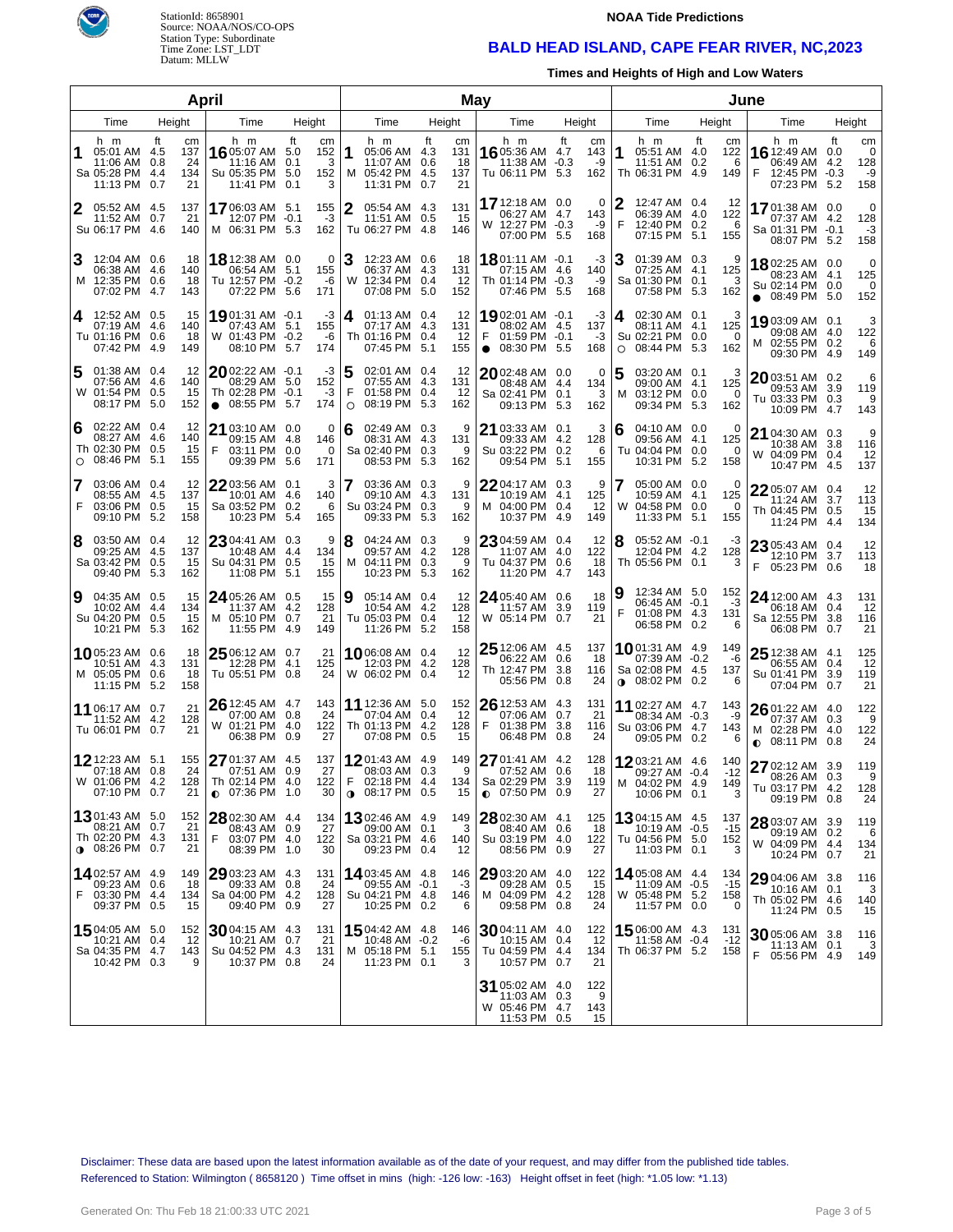StationId: 8658901
Source: NOAA/NOS/CO-OPS
Station Type: Subordinate
Time Zone: LST_LDT
Datum: MLLW

**NOAA Tide Predictions**

## BALD HEAD ISLAND, CAPE FEAR RIVER, NC,2023

**Times and Heights of High and Low Waters**

### April

| Day | Time | Height (ft) | Height (cm) | Day | Time | Height (ft) | Height (cm) |
|---|---|---|---|---|---|---|---|
| 1 Sa | 05:01 AM | 4.5 | 137 | 16 Su | 05:07 AM | 5.0 | 152 |
| | 11:06 AM | 0.8 | 24 | | 11:16 AM | 0.1 | 3 |
| | 05:28 PM | 4.4 | 134 | | 05:35 PM | 5.0 | 152 |
| | 11:13 PM | 0.7 | 21 | | 11:41 PM | 0.1 | 3 |
| 2 Su | 05:52 AM | 4.5 | 137 | 17 M | 06:03 AM | 5.1 | 155 |
| | 11:52 AM | 0.7 | 21 | | 12:07 PM | -0.1 | -3 |
| | 06:17 PM | 4.6 | 140 | | 06:31 PM | 5.3 | 162 |
| 3 M | 12:04 AM | 0.6 | 18 | 18 Tu | 12:38 AM | 0.0 | 0 |
| | 06:38 AM | 4.6 | 140 | | 06:54 AM | 5.1 | 155 |
| | 12:35 PM | 0.6 | 18 | | 12:57 PM | -0.2 | -6 |
| | 07:02 PM | 4.7 | 143 | | 07:22 PM | 5.6 | 171 |
| 4 Tu | 12:52 AM | 0.5 | 15 | 19 W | 01:31 AM | -0.1 | -3 |
| | 07:19 AM | 4.6 | 140 | | 07:43 AM | 5.1 | 155 |
| | 01:16 PM | 0.6 | 18 | | 01:43 PM | -0.2 | -6 |
| | 07:42 PM | 4.9 | 149 | | 08:10 PM | 5.7 | 174 |
| 5 W | 01:38 AM | 0.4 | 12 | 20 Th ● | 02:22 AM | -0.1 | -3 |
| | 07:56 AM | 4.6 | 140 | | 08:29 AM | 5.0 | 152 |
| | 01:54 PM | 0.5 | 15 | | 02:28 PM | -0.1 | -3 |
| | 08:17 PM | 5.0 | 152 | | 08:55 PM | 5.7 | 174 |
| 6 Th ○ | 02:22 AM | 0.4 | 12 | 21 F | 03:10 AM | 0.0 | 0 |
| | 08:27 AM | 4.6 | 140 | | 09:15 AM | 4.8 | 146 |
| | 02:30 PM | 0.5 | 15 | | 03:11 PM | 0.0 | 0 |
| | 08:46 PM | 5.1 | 155 | | 09:39 PM | 5.6 | 171 |
| 7 F | 03:06 AM | 0.4 | 12 | 22 Sa | 03:56 AM | 0.1 | 3 |
| | 08:55 AM | 4.5 | 137 | | 10:01 AM | 4.6 | 140 |
| | 03:06 PM | 0.5 | 15 | | 03:52 PM | 0.2 | 6 |
| | 09:10 PM | 5.2 | 158 | | 10:23 PM | 5.4 | 165 |
| 8 Sa | 03:50 AM | 0.4 | 12 | 23 Su | 04:41 AM | 0.3 | 9 |
| | 09:25 AM | 4.5 | 137 | | 10:48 AM | 4.4 | 134 |
| | 03:42 PM | 0.5 | 15 | | 04:31 PM | 0.5 | 15 |
| | 09:40 PM | 5.3 | 162 | | 11:08 PM | 5.1 | 155 |
| 9 Su | 04:35 AM | 0.5 | 15 | 24 M | 05:26 AM | 0.5 | 15 |
| | 10:02 AM | 4.4 | 134 | | 11:37 AM | 4.2 | 128 |
| | 04:20 PM | 0.5 | 15 | | 05:10 PM | 0.7 | 21 |
| | 10:21 PM | 5.3 | 162 | | 11:55 PM | 4.9 | 149 |
| 10 M | 05:23 AM | 0.6 | 18 | 25 Tu | 06:12 AM | 0.7 | 21 |
| | 10:51 AM | 4.3 | 131 | | 12:28 PM | 4.1 | 125 |
| | 05:05 PM | 0.6 | 18 | | 05:51 PM | 0.8 | 24 |
| | 11:15 PM | 5.2 | 158 | | | | |
| 11 Tu | 06:17 AM | 0.7 | 21 | 26 W | 12:45 AM | 4.7 | 143 |
| | 11:52 AM | 4.2 | 128 | | 07:00 AM | 0.8 | 24 |
| | 06:01 PM | 0.7 | 21 | | 01:21 PM | 4.0 | 122 |
| | | | | | 06:38 PM | 0.9 | 27 |
| 12 W | 12:23 AM | 5.1 | 155 | 27 Th ◐ | 01:37 AM | 4.5 | 137 |
| | 07:18 AM | 0.8 | 24 | | 07:51 AM | 0.9 | 27 |
| | 01:06 PM | 4.2 | 128 | | 02:14 PM | 4.0 | 122 |
| | 07:10 PM | 0.7 | 21 | | 07:36 PM | 1.0 | 30 |
| 13 Th ◑ | 01:43 AM | 5.0 | 152 | 28 F | 02:30 AM | 4.4 | 134 |
| | 08:21 AM | 0.7 | 21 | | 08:43 AM | 0.9 | 27 |
| | 02:20 PM | 4.3 | 131 | | 03:07 PM | 4.0 | 122 |
| | 08:26 PM | 0.7 | 21 | | 08:39 PM | 1.0 | 30 |
| 14 F | 02:57 AM | 4.9 | 149 | 29 Sa | 03:23 AM | 4.3 | 131 |
| | 09:23 AM | 0.6 | 18 | | 09:33 AM | 0.8 | 24 |
| | 03:30 PM | 4.4 | 134 | | 04:00 PM | 4.2 | 128 |
| | 09:37 PM | 0.5 | 15 | | 09:40 PM | 0.9 | 27 |
| 15 Sa | 04:05 AM | 5.0 | 152 | 30 Su | 04:15 AM | 4.3 | 131 |
| | 10:21 AM | 0.4 | 12 | | 10:21 AM | 0.7 | 21 |
| | 04:35 PM | 4.7 | 143 | | 04:52 PM | 4.3 | 131 |
| | 10:42 PM | 0.3 | 9 | | 10:37 PM | 0.8 | 24 |

### May

| Day | Time | Height (ft) | Height (cm) | Day | Time | Height (ft) | Height (cm) |
|---|---|---|---|---|---|---|---|
| 1 M | 05:06 AM | 4.3 | 131 | 16 Tu | 05:36 AM | 4.7 | 143 |
| | 11:07 AM | 0.6 | 18 | | 11:38 AM | -0.3 | -9 |
| | 05:42 PM | 4.5 | 137 | | 06:11 PM | 5.3 | 162 |
| | 11:31 PM | 0.7 | 21 | | | | |
| 2 Tu | 05:54 AM | 4.3 | 131 | 17 W | 12:18 AM | 0.0 | 0 |
| | 11:51 AM | 0.5 | 15 | | 06:27 AM | 4.7 | 143 |
| | 06:27 PM | 4.8 | 146 | | 12:27 PM | -0.3 | -9 |
| | | | | | 07:00 PM | 5.5 | 168 |
| 3 W | 12:23 AM | 0.6 | 18 | 18 Th | 01:11 AM | -0.1 | -3 |
| | 06:37 AM | 4.3 | 131 | | 07:15 AM | 4.6 | 140 |
| | 12:34 PM | 0.4 | 12 | | 01:14 PM | -0.3 | -9 |
| | 07:08 PM | 5.0 | 152 | | 07:46 PM | 5.5 | 168 |
| 4 Th | 01:13 AM | 0.4 | 12 | 19 F ● | 02:01 AM | -0.1 | -3 |
| | 07:17 AM | 4.3 | 131 | | 08:02 AM | 4.5 | 137 |
| | 01:16 PM | 0.4 | 12 | | 01:59 PM | -0.1 | -3 |
| | 07:45 PM | 5.1 | 155 | | 08:30 PM | 5.5 | 168 |
| 5 F ○ | 02:01 AM | 0.4 | 12 | 20 Sa | 02:48 AM | 0.0 | 0 |
| | 07:55 AM | 4.3 | 131 | | 08:48 AM | 4.4 | 134 |
| | 01:58 PM | 0.4 | 12 | | 02:41 PM | 0.1 | 3 |
| | 08:19 PM | 5.3 | 162 | | 09:13 PM | 5.3 | 162 |
| 6 Sa | 02:49 AM | 0.3 | 9 | 21 Su | 03:33 AM | 0.1 | 3 |
| | 08:31 AM | 4.3 | 131 | | 09:33 AM | 4.2 | 128 |
| | 02:40 PM | 0.3 | 9 | | 03:22 PM | 0.2 | 6 |
| | 08:53 PM | 5.3 | 162 | | 09:54 PM | 5.1 | 155 |
| 7 Su | 03:36 AM | 0.3 | 9 | 22 M | 04:17 AM | 0.3 | 9 |
| | 09:10 AM | 4.3 | 131 | | 10:19 AM | 4.1 | 125 |
| | 03:24 PM | 0.3 | 9 | | 04:00 PM | 0.4 | 12 |
| | 09:33 PM | 5.3 | 162 | | 10:37 PM | 4.9 | 149 |
| 8 M | 04:24 AM | 0.3 | 9 | 23 Tu | 04:59 AM | 0.4 | 12 |
| | 09:57 AM | 4.2 | 128 | | 11:07 AM | 4.0 | 122 |
| | 04:11 PM | 0.3 | 9 | | 04:37 PM | 0.6 | 18 |
| | 10:23 PM | 5.3 | 162 | | 11:20 PM | 4.7 | 143 |
| 9 Tu | 05:14 AM | 0.4 | 12 | 24 W | 05:40 AM | 0.6 | 18 |
| | 10:54 AM | 4.2 | 128 | | 11:57 AM | 3.9 | 119 |
| | 05:03 PM | 0.4 | 12 | | 05:14 PM | 0.7 | 21 |
| | 11:26 PM | 5.2 | 158 | | | | |
| 10 W | 06:08 AM | 0.4 | 12 | 25 Th | 12:06 AM | 4.5 | 137 |
| | 12:03 PM | 4.2 | 128 | | 06:22 AM | 0.6 | 18 |
| | 06:02 PM | 0.4 | 12 | | 12:47 PM | 3.8 | 116 |
| | | | | | 05:56 PM | 0.8 | 24 |
| 11 Th | 12:36 AM | 5.0 | 152 | 26 F | 12:53 AM | 4.3 | 131 |
| | 07:04 AM | 0.4 | 12 | | 07:06 AM | 0.7 | 21 |
| | 01:13 PM | 4.2 | 128 | | 01:38 PM | 3.8 | 116 |
| | 07:08 PM | 0.5 | 15 | | 06:48 PM | 0.8 | 24 |
| 12 F ◑ | 01:43 AM | 4.9 | 149 | 27 Sa ◐ | 01:41 AM | 4.2 | 128 |
| | 08:03 AM | 0.3 | 9 | | 07:52 AM | 0.6 | 18 |
| | 02:18 PM | 4.4 | 134 | | 02:29 PM | 3.9 | 119 |
| | 08:17 PM | 0.5 | 15 | | 07:50 PM | 0.9 | 27 |
| 13 Sa | 02:46 AM | 4.9 | 149 | 28 Su | 02:30 AM | 4.1 | 125 |
| | 09:00 AM | 0.1 | 3 | | 08:40 AM | 0.6 | 18 |
| | 03:21 PM | 4.6 | 140 | | 03:19 PM | 4.0 | 122 |
| | 09:23 PM | 0.4 | 12 | | 08:56 PM | 0.9 | 27 |
| 14 Su | 03:45 AM | 4.8 | 146 | 29 M | 03:20 AM | 4.0 | 122 |
| | 09:55 AM | -0.1 | -3 | | 09:28 AM | 0.5 | 15 |
| | 04:21 PM | 4.8 | 146 | | 04:09 PM | 4.2 | 128 |
| | 10:25 PM | 0.2 | 6 | | 09:58 PM | 0.8 | 24 |
| 15 M | 04:42 AM | 4.8 | 146 | 30 Tu | 04:11 AM | 4.0 | 122 |
| | 10:48 AM | -0.2 | -6 | | 10:15 AM | 0.4 | 12 |
| | 05:18 PM | 5.1 | 155 | | 04:59 PM | 4.4 | 134 |
| | 11:23 PM | 0.1 | 3 | | 10:57 PM | 0.7 | 21 |
| | | | | 31 W | 05:02 AM | 4.0 | 122 |
| | | | | | 11:03 AM | 0.3 | 9 |
| | | | | | 05:46 PM | 4.7 | 143 |
| | | | | | 11:53 PM | 0.5 | 15 |

### June

| Day | Time | Height (ft) | Height (cm) | Day | Time | Height (ft) | Height (cm) |
|---|---|---|---|---|---|---|---|
| 1 Th | 05:51 AM | 4.0 | 122 | 16 F | 12:49 AM | 0.0 | 0 |
| | 11:51 AM | 0.2 | 6 | | 06:49 AM | 4.2 | 128 |
| | 06:31 PM | 4.9 | 149 | | 12:45 PM | -0.3 | -9 |
| | | | | | 07:23 PM | 5.2 | 158 |
| 2 F | 12:47 AM | 0.4 | 12 | 17 Sa | 01:38 AM | 0.0 | 0 |
| | 06:39 AM | 4.0 | 122 | | 07:37 AM | 4.2 | 128 |
| | 12:40 PM | 0.2 | 6 | | 01:31 PM | -0.1 | -3 |
| | 07:15 PM | 5.1 | 155 | | 08:07 PM | 5.2 | 158 |
| 3 Sa | 01:39 AM | 0.3 | 9 | 18 Su ● | 02:25 AM | 0.0 | 0 |
| | 07:25 AM | 4.1 | 125 | | 08:23 AM | 4.1 | 125 |
| | 01:30 PM | 0.1 | 3 | | 02:14 PM | 0.0 | 0 |
| | 07:58 PM | 5.3 | 162 | | 08:49 PM | 5.0 | 152 |
| 4 Su ○ | 02:30 AM | 0.1 | 3 | 19 M | 03:09 AM | 0.1 | 3 |
| | 08:11 AM | 4.1 | 125 | | 09:08 AM | 4.0 | 122 |
| | 02:21 PM | 0.0 | 0 | | 02:55 PM | 0.2 | 6 |
| | 08:44 PM | 5.3 | 162 | | 09:30 PM | 4.9 | 149 |
| 5 M | 03:20 AM | 0.1 | 3 | 20 Tu | 03:51 AM | 0.2 | 6 |
| | 09:00 AM | 4.1 | 125 | | 09:53 AM | 3.9 | 119 |
| | 03:12 PM | 0.0 | 0 | | 03:33 PM | 0.3 | 9 |
| | 09:34 PM | 5.3 | 162 | | 10:09 PM | 4.7 | 143 |
| 6 Tu | 04:10 AM | 0.0 | 0 | 21 W | 04:30 AM | 0.3 | 9 |
| | 09:56 AM | 4.1 | 125 | | 10:38 AM | 3.8 | 116 |
| | 04:04 PM | 0.0 | 0 | | 04:09 PM | 0.4 | 12 |
| | 10:31 PM | 5.2 | 158 | | 10:47 PM | 4.5 | 137 |
| 7 W | 05:00 AM | 0.0 | 0 | 22 Th | 05:07 AM | 0.4 | 12 |
| | 10:59 AM | 4.1 | 125 | | 11:24 AM | 3.7 | 113 |
| | 04:58 PM | 0.0 | 0 | | 04:45 PM | 0.5 | 15 |
| | 11:33 PM | 5.1 | 155 | | 11:24 PM | 4.4 | 134 |
| 8 Th | 05:52 AM | -0.1 | -3 | 23 F | 05:43 AM | 0.4 | 12 |
| | 12:04 PM | 4.2 | 128 | | 12:10 PM | 3.7 | 113 |
| | 05:56 PM | 0.1 | 3 | | 05:23 PM | 0.6 | 18 |
| 9 F | 12:34 AM | 5.0 | 152 | 24 Sa | 12:00 AM | 4.3 | 131 |
| | 06:45 AM | -0.1 | -3 | | 06:18 AM | 0.4 | 12 |
| | 01:08 PM | 4.3 | 131 | | 12:55 PM | 3.8 | 116 |
| | 06:58 PM | 0.2 | 6 | | 06:08 PM | 0.7 | 21 |
| 10 Sa ◑ | 01:31 AM | 4.9 | 149 | 25 Su | 12:38 AM | 4.1 | 125 |
| | 07:39 AM | -0.2 | -6 | | 06:55 AM | 0.4 | 12 |
| | 02:08 PM | 4.5 | 137 | | 01:41 PM | 3.9 | 119 |
| | 08:02 PM | 0.2 | 6 | | 07:04 PM | 0.7 | 21 |
| 11 Su | 02:27 AM | 4.7 | 143 | 26 M ◐ | 01:22 AM | 4.0 | 122 |
| | 08:34 AM | -0.3 | -9 | | 07:37 AM | 0.3 | 9 |
| | 03:06 PM | 4.7 | 143 | | 02:28 PM | 4.0 | 122 |
| | 09:05 PM | 0.2 | 6 | | 08:11 PM | 0.8 | 24 |
| 12 M | 03:21 AM | 4.6 | 140 | 27 Tu | 02:12 AM | 3.9 | 119 |
| | 09:27 AM | -0.4 | -12 | | 08:26 AM | 0.3 | 9 |
| | 04:02 PM | 4.9 | 149 | | 03:17 PM | 4.2 | 128 |
| | 10:06 PM | 0.1 | 3 | | 09:19 PM | 0.8 | 24 |
| 13 Tu | 04:15 AM | 4.5 | 137 | 28 W | 03:07 AM | 3.9 | 119 |
| | 10:19 AM | -0.5 | -15 | | 09:19 AM | 0.2 | 6 |
| | 04:56 PM | 5.0 | 152 | | 04:09 PM | 4.4 | 134 |
| | 11:03 PM | 0.1 | 3 | | 10:24 PM | 0.7 | 21 |
| 14 W | 05:08 AM | 4.4 | 134 | 29 Th | 04:06 AM | 3.8 | 116 |
| | 11:09 AM | -0.5 | -15 | | 10:16 AM | 0.1 | 3 |
| | 05:48 PM | 5.2 | 158 | | 05:02 PM | 4.6 | 140 |
| | 11:57 PM | 0.0 | 0 | | 11:24 PM | 0.5 | 15 |
| 15 Th | 06:00 AM | 4.3 | 131 | 30 F | 05:06 AM | 3.8 | 116 |
| | 11:58 AM | -0.4 | -12 | | 11:13 AM | 0.1 | 3 |
| | 06:37 PM | 5.2 | 158 | | 05:56 PM | 4.9 | 149 |

Disclaimer: These data are based upon the latest information available as of the date of your request, and may differ from the published tide tables.
Referenced to Station: Wilmington ( 8658120 ) Time offset in mins (high: -126 low: -163) Height offset in feet (high: *1.05 low: *1.13)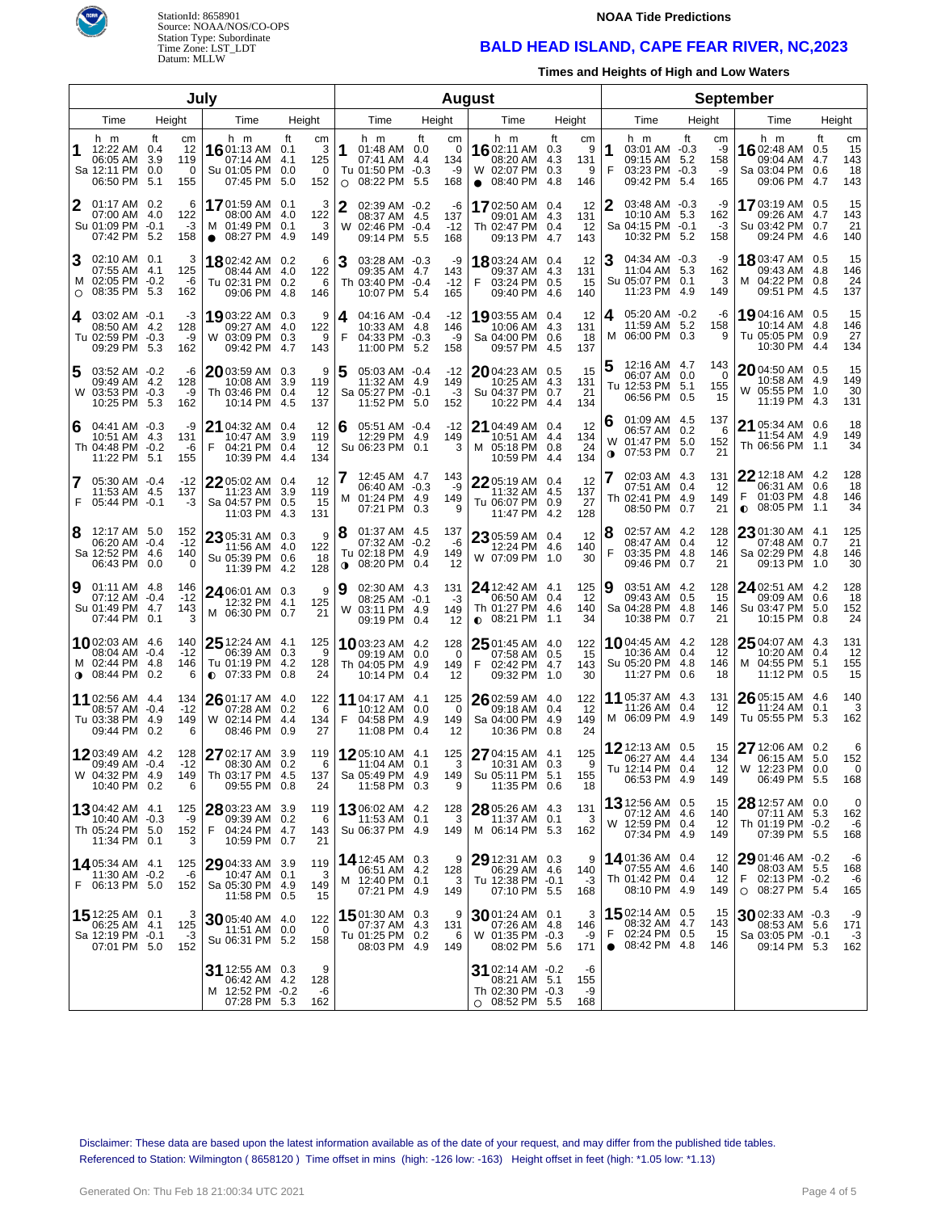StationId: 8658901
Source: NOAA/NOS/CO-OPS
Station Type: Subordinate
Time Zone: LST_LDT
Datum: MLLW

**NOAA Tide Predictions**

# BALD HEAD ISLAND, CAPE FEAR RIVER, NC,2023

**Times and Heights of High and Low Waters**

## July

| Day | Time | Height (ft) | Height (cm) |
|---|---|---|---|
| 1 Sa | 12:22 AM | 0.4 | 12 |
| | 06:05 AM | 3.9 | 119 |
| | 12:11 PM | 0.0 | 0 |
| | 06:50 PM | 5.1 | 155 |
| 2 Su | 01:17 AM | 0.2 | 6 |
| | 07:00 AM | 4.0 | 122 |
| | 01:09 PM | -0.1 | -3 |
| | 07:42 PM | 5.2 | 158 |
| 3 M ○ | 02:10 AM | 0.1 | 3 |
| | 07:55 AM | 4.1 | 125 |
| | 02:05 PM | -0.2 | -6 |
| | 08:35 PM | 5.3 | 162 |
| 4 Tu | 03:02 AM | -0.1 | -3 |
| | 08:50 AM | 4.2 | 128 |
| | 02:59 PM | -0.3 | -9 |
| | 09:29 PM | 5.3 | 162 |
| 5 W | 03:52 AM | -0.2 | -6 |
| | 09:49 AM | 4.2 | 128 |
| | 03:53 PM | -0.3 | -9 |
| | 10:25 PM | 5.3 | 162 |
| 6 Th | 04:41 AM | -0.3 | -9 |
| | 10:51 AM | 4.3 | 131 |
| | 04:48 PM | -0.2 | -6 |
| | 11:22 PM | 5.1 | 155 |
| 7 F | 05:30 AM | -0.4 | -12 |
| | 11:53 AM | 4.5 | 137 |
| | 05:44 PM | -0.1 | -3 |
| 8 Sa | 12:17 AM | 5.0 | 152 |
| | 06:20 AM | -0.4 | -12 |
| | 12:52 PM | 4.6 | 140 |
| | 06:43 PM | 0.0 | 0 |
| 9 Su | 01:11 AM | 4.8 | 146 |
| | 07:12 AM | -0.4 | -12 |
| | 01:49 PM | 4.7 | 143 |
| | 07:44 PM | 0.1 | 3 |
| 10 M ◑ | 02:03 AM | 4.6 | 140 |
| | 08:04 AM | -0.4 | -12 |
| | 02:44 PM | 4.8 | 146 |
| | 08:44 PM | 0.2 | 6 |
| 11 Tu | 02:56 AM | 4.4 | 134 |
| | 08:57 AM | -0.4 | -12 |
| | 03:38 PM | 4.9 | 149 |
| | 09:44 PM | 0.2 | 6 |
| 12 W | 03:49 AM | 4.2 | 128 |
| | 09:49 AM | -0.4 | -12 |
| | 04:32 PM | 4.9 | 149 |
| | 10:40 PM | 0.2 | 6 |
| 13 Th | 04:42 AM | 4.1 | 125 |
| | 10:40 AM | -0.3 | -9 |
| | 05:24 PM | 5.0 | 152 |
| | 11:34 PM | 0.1 | 3 |
| 14 F | 05:34 AM | 4.1 | 125 |
| | 11:30 AM | -0.2 | -6 |
| | 06:13 PM | 5.0 | 152 |
| 15 Sa | 12:25 AM | 0.1 | 3 |
| | 06:25 AM | 4.1 | 125 |
| | 12:19 PM | -0.1 | -3 |
| | 07:01 PM | 5.0 | 152 |
| 16 Su | 01:13 AM | 0.1 | 3 |
| | 07:14 AM | 4.1 | 125 |
| | 01:05 PM | 0.0 | 0 |
| | 07:45 PM | 5.0 | 152 |
| 17 M ● | 01:59 AM | 0.1 | 3 |
| | 08:00 AM | 4.0 | 122 |
| | 01:49 PM | 0.1 | 3 |
| | 08:27 PM | 4.9 | 149 |
| 18 Tu | 02:42 AM | 0.2 | 6 |
| | 08:44 AM | 4.0 | 122 |
| | 02:31 PM | 0.2 | 6 |
| | 09:06 PM | 4.8 | 146 |
| 19 W | 03:22 AM | 0.3 | 9 |
| | 09:27 AM | 4.0 | 122 |
| | 03:09 PM | 0.3 | 9 |
| | 09:42 PM | 4.7 | 143 |
| 20 Th | 03:59 AM | 0.3 | 9 |
| | 10:08 AM | 3.9 | 119 |
| | 03:46 PM | 0.4 | 12 |
| | 10:14 PM | 4.5 | 137 |
| 21 F | 04:32 AM | 0.4 | 12 |
| | 10:47 AM | 3.9 | 119 |
| | 04:21 PM | 0.4 | 12 |
| | 10:39 PM | 4.4 | 134 |
| 22 Sa | 05:02 AM | 0.4 | 12 |
| | 11:23 AM | 3.9 | 119 |
| | 04:57 PM | 0.5 | 15 |
| | 11:03 PM | 4.3 | 131 |
| 23 Su | 05:31 AM | 0.3 | 9 |
| | 11:56 AM | 4.0 | 122 |
| | 05:39 PM | 0.6 | 18 |
| | 11:39 PM | 4.2 | 128 |
| 24 M | 06:01 AM | 0.3 | 9 |
| | 12:32 PM | 4.1 | 125 |
| | 06:30 PM | 0.7 | 21 |
| 25 Tu ◐ | 12:24 AM | 4.1 | 125 |
| | 06:39 AM | 0.3 | 9 |
| | 01:19 PM | 4.2 | 128 |
| | 07:33 PM | 0.8 | 24 |
| 26 W | 01:17 AM | 4.0 | 122 |
| | 07:28 AM | 0.2 | 6 |
| | 02:14 PM | 4.4 | 134 |
| | 08:46 PM | 0.9 | 27 |
| 27 Th | 02:17 AM | 3.9 | 119 |
| | 08:30 AM | 0.2 | 6 |
| | 03:17 PM | 4.5 | 137 |
| | 09:55 PM | 0.8 | 24 |
| 28 F | 03:23 AM | 3.9 | 119 |
| | 09:39 AM | 0.2 | 6 |
| | 04:24 PM | 4.7 | 143 |
| | 10:59 PM | 0.7 | 21 |
| 29 Sa | 04:33 AM | 3.9 | 119 |
| | 10:47 AM | 0.1 | 3 |
| | 05:30 PM | 4.9 | 149 |
| | 11:58 PM | 0.5 | 15 |
| 30 Su | 05:40 AM | 4.0 | 122 |
| | 11:51 AM | 0.0 | 0 |
| | 06:31 PM | 5.2 | 158 |
| 31 M | 12:55 AM | 0.3 | 9 |
| | 06:42 AM | 4.2 | 128 |
| | 12:52 PM | -0.2 | -6 |
| | 07:28 PM | 5.3 | 162 |

## August

| Day | Time | Height (ft) | Height (cm) |
|---|---|---|---|
| 1 Tu ○ | 01:48 AM | 0.0 | 0 |
| | 07:41 AM | 4.4 | 134 |
| | 01:50 PM | -0.3 | -9 |
| | 08:22 PM | 5.5 | 168 |
| 2 W | 02:39 AM | -0.2 | -6 |
| | 08:37 AM | 4.5 | 137 |
| | 02:46 PM | -0.4 | -12 |
| | 09:14 PM | 5.5 | 168 |
| 3 Th | 03:28 AM | -0.3 | -9 |
| | 09:35 AM | 4.7 | 143 |
| | 03:40 PM | -0.4 | -12 |
| | 10:07 PM | 5.4 | 165 |
| 4 F | 04:16 AM | -0.4 | -12 |
| | 10:33 AM | 4.8 | 146 |
| | 04:33 PM | -0.3 | -9 |
| | 11:00 PM | 5.2 | 158 |
| 5 Sa | 05:03 AM | -0.4 | -12 |
| | 11:32 AM | 4.9 | 149 |
| | 05:27 PM | -0.1 | -3 |
| | 11:52 PM | 5.0 | 152 |
| 6 Su | 05:51 AM | -0.4 | -12 |
| | 12:29 PM | 4.9 | 149 |
| | 06:23 PM | 0.1 | 3 |
| 7 M | 12:45 AM | 4.7 | 143 |
| | 06:40 AM | -0.3 | -9 |
| | 01:24 PM | 4.9 | 149 |
| | 07:21 PM | 0.3 | 9 |
| 8 Tu ◑ | 01:37 AM | 4.5 | 137 |
| | 07:32 AM | -0.2 | -6 |
| | 02:18 PM | 4.9 | 149 |
| | 08:20 PM | 0.4 | 12 |
| 9 W | 02:30 AM | 4.3 | 131 |
| | 08:25 AM | -0.1 | -3 |
| | 03:11 PM | 4.9 | 149 |
| | 09:19 PM | 0.4 | 12 |
| 10 Th | 03:23 AM | 4.2 | 128 |
| | 09:19 AM | 0.0 | 0 |
| | 04:05 PM | 4.9 | 149 |
| | 10:14 PM | 0.4 | 12 |
| 11 F | 04:17 AM | 4.1 | 125 |
| | 10:12 AM | 0.0 | 0 |
| | 04:58 PM | 4.9 | 149 |
| | 11:08 PM | 0.4 | 12 |
| 12 Sa | 05:10 AM | 4.1 | 125 |
| | 11:04 AM | 0.1 | 3 |
| | 05:49 PM | 4.9 | 149 |
| | 11:58 PM | 0.3 | 9 |
| 13 Su | 06:02 AM | 4.2 | 128 |
| | 11:53 AM | 0.1 | 3 |
| | 06:37 PM | 4.9 | 149 |
| 14 M | 12:45 AM | 0.3 | 9 |
| | 06:51 AM | 4.2 | 128 |
| | 12:40 PM | 0.1 | 3 |
| | 07:21 PM | 4.9 | 149 |
| 15 Tu | 01:30 AM | 0.3 | 9 |
| | 07:37 AM | 4.3 | 131 |
| | 01:25 PM | 0.2 | 6 |
| | 08:03 PM | 4.9 | 149 |
| 16 W ● | 02:11 AM | 0.3 | 9 |
| | 08:20 AM | 4.3 | 131 |
| | 02:07 PM | 0.3 | 9 |
| | 08:40 PM | 4.8 | 146 |
| 17 Th | 02:50 AM | 0.4 | 12 |
| | 09:01 AM | 4.3 | 131 |
| | 02:47 PM | 0.4 | 12 |
| | 09:13 PM | 4.7 | 143 |
| 18 F | 03:24 AM | 0.4 | 12 |
| | 09:37 AM | 4.3 | 131 |
| | 03:24 PM | 0.5 | 15 |
| | 09:40 PM | 4.6 | 140 |
| 19 Sa | 03:55 AM | 0.4 | 12 |
| | 10:06 AM | 4.3 | 131 |
| | 04:00 PM | 0.6 | 18 |
| | 09:57 PM | 4.5 | 137 |
| 20 Su | 04:23 AM | 0.5 | 15 |
| | 10:25 AM | 4.3 | 131 |
| | 04:37 PM | 0.7 | 21 |
| | 10:22 PM | 4.4 | 134 |
| 21 M | 04:49 AM | 0.4 | 12 |
| | 10:51 AM | 4.4 | 134 |
| | 05:18 PM | 0.8 | 24 |
| | 10:59 PM | 4.4 | 134 |
| 22 Tu | 05:19 AM | 0.4 | 12 |
| | 11:32 AM | 4.5 | 137 |
| | 06:07 PM | 0.9 | 27 |
| | 11:47 PM | 4.2 | 128 |
| 23 W | 05:59 AM | 0.4 | 12 |
| | 12:24 PM | 4.6 | 140 |
| | 07:09 PM | 1.0 | 30 |
| 24 Th ◐ | 12:42 AM | 4.1 | 125 |
| | 06:50 AM | 0.4 | 12 |
| | 01:27 PM | 4.6 | 140 |
| | 08:21 PM | 1.1 | 34 |
| 25 F | 01:45 AM | 4.0 | 122 |
| | 07:58 AM | 0.5 | 15 |
| | 02:42 PM | 4.7 | 143 |
| | 09:32 PM | 1.0 | 30 |
| 26 Sa | 02:59 AM | 4.0 | 122 |
| | 09:18 AM | 0.4 | 12 |
| | 04:00 PM | 4.9 | 149 |
| | 10:36 PM | 0.8 | 24 |
| 27 Su | 04:15 AM | 4.1 | 125 |
| | 10:31 AM | 0.3 | 9 |
| | 05:11 PM | 5.1 | 155 |
| | 11:35 PM | 0.6 | 18 |
| 28 M | 05:26 AM | 4.3 | 131 |
| | 11:37 AM | 0.1 | 3 |
| | 06:14 PM | 5.3 | 162 |
| 29 Tu | 12:31 AM | 0.3 | 9 |
| | 06:29 AM | 4.6 | 140 |
| | 12:38 PM | -0.1 | -3 |
| | 07:10 PM | 5.5 | 168 |
| 30 W | 01:24 AM | 0.1 | 3 |
| | 07:26 AM | 4.8 | 146 |
| | 01:35 PM | -0.3 | -9 |
| | 08:02 PM | 5.6 | 171 |
| 31 Th ○ | 02:14 AM | -0.2 | -6 |
| | 08:21 AM | 5.1 | 155 |
| | 02:30 PM | -0.3 | -9 |
| | 08:52 PM | 5.5 | 168 |

## September

| Day | Time | Height (ft) | Height (cm) |
|---|---|---|---|
| 1 F | 03:01 AM | -0.3 | -9 |
| | 09:15 AM | 5.2 | 158 |
| | 03:23 PM | -0.3 | -9 |
| | 09:42 PM | 5.4 | 165 |
| 2 Sa | 03:48 AM | -0.3 | -9 |
| | 10:10 AM | 5.3 | 162 |
| | 04:15 PM | -0.1 | -3 |
| | 10:32 PM | 5.2 | 158 |
| 3 Su | 04:34 AM | -0.3 | -9 |
| | 11:04 AM | 5.3 | 162 |
| | 05:07 PM | 0.1 | 3 |
| | 11:23 PM | 4.9 | 149 |
| 4 M | 05:20 AM | -0.2 | -6 |
| | 11:59 AM | 5.2 | 158 |
| | 06:00 PM | 0.3 | 9 |
| 5 Tu | 12:16 AM | 4.7 | 143 |
| | 06:07 AM | 0.0 | 0 |
| | 12:53 PM | 5.1 | 155 |
| | 06:56 PM | 0.5 | 15 |
| 6 W ◑ | 01:09 AM | 4.5 | 137 |
| | 06:57 AM | 0.2 | 6 |
| | 01:47 PM | 5.0 | 152 |
| | 07:53 PM | 0.7 | 21 |
| 7 Th | 02:03 AM | 4.3 | 131 |
| | 07:51 AM | 0.4 | 12 |
| | 02:41 PM | 4.9 | 149 |
| | 08:50 PM | 0.7 | 21 |
| 8 F | 02:57 AM | 4.2 | 128 |
| | 08:47 AM | 0.4 | 12 |
| | 03:35 PM | 4.8 | 146 |
| | 09:46 PM | 0.7 | 21 |
| 9 Sa | 03:51 AM | 4.2 | 128 |
| | 09:43 AM | 0.5 | 15 |
| | 04:28 PM | 4.8 | 146 |
| | 10:38 PM | 0.7 | 21 |
| 10 Su | 04:45 AM | 4.2 | 128 |
| | 10:36 AM | 0.4 | 12 |
| | 05:20 PM | 4.8 | 146 |
| | 11:27 PM | 0.6 | 18 |
| 11 M | 05:37 AM | 4.3 | 131 |
| | 11:26 AM | 0.4 | 12 |
| | 06:09 PM | 4.9 | 149 |
| 12 Tu | 12:13 AM | 0.5 | 15 |
| | 06:27 AM | 4.4 | 134 |
| | 12:14 PM | 0.4 | 12 |
| | 06:53 PM | 4.9 | 149 |
| 13 W | 12:56 AM | 0.5 | 15 |
| | 07:12 AM | 4.6 | 140 |
| | 12:59 PM | 0.4 | 12 |
| | 07:34 PM | 4.9 | 149 |
| 14 Th | 01:36 AM | 0.4 | 12 |
| | 07:55 AM | 4.6 | 140 |
| | 01:42 PM | 0.4 | 12 |
| | 08:10 PM | 4.9 | 149 |
| 15 F ● | 02:14 AM | 0.5 | 15 |
| | 08:32 AM | 4.7 | 143 |
| | 02:24 PM | 0.5 | 15 |
| | 08:42 PM | 4.8 | 146 |
| 16 Sa | 02:48 AM | 0.5 | 15 |
| | 09:04 AM | 4.7 | 143 |
| | 03:04 PM | 0.6 | 18 |
| | 09:06 PM | 4.7 | 143 |
| 17 Su | 03:19 AM | 0.5 | 15 |
| | 09:26 AM | 4.7 | 143 |
| | 03:42 PM | 0.7 | 21 |
| | 09:24 PM | 4.6 | 140 |
| 18 M | 03:47 AM | 0.5 | 15 |
| | 09:43 AM | 4.8 | 146 |
| | 04:22 PM | 0.8 | 24 |
| | 09:51 PM | 4.5 | 137 |
| 19 Tu | 04:16 AM | 0.5 | 15 |
| | 10:14 AM | 4.8 | 146 |
| | 05:05 PM | 0.9 | 27 |
| | 10:30 PM | 4.4 | 134 |
| 20 W | 04:50 AM | 0.5 | 15 |
| | 10:58 AM | 4.9 | 149 |
| | 05:55 PM | 1.0 | 30 |
| | 11:19 PM | 4.3 | 131 |
| 21 Th | 05:34 AM | 0.6 | 18 |
| | 11:54 AM | 4.9 | 149 |
| | 06:56 PM | 1.1 | 34 |
| 22 F ◐ | 12:18 AM | 4.2 | 128 |
| | 06:31 AM | 0.6 | 18 |
| | 01:03 PM | 4.8 | 146 |
| | 08:05 PM | 1.1 | 34 |
| 23 Sa | 01:30 AM | 4.1 | 125 |
| | 07:48 AM | 0.7 | 21 |
| | 02:29 PM | 4.8 | 146 |
| | 09:13 PM | 1.0 | 30 |
| 24 Su | 02:51 AM | 4.2 | 128 |
| | 09:09 AM | 0.6 | 18 |
| | 03:47 PM | 5.0 | 152 |
| | 10:15 PM | 0.8 | 24 |
| 25 M | 04:07 AM | 4.3 | 131 |
| | 10:20 AM | 0.4 | 12 |
| | 04:55 PM | 5.1 | 155 |
| | 11:12 PM | 0.5 | 15 |
| 26 Tu | 05:15 AM | 4.6 | 140 |
| | 11:24 AM | 0.1 | 3 |
| | 05:55 PM | 5.3 | 162 |
| 27 W | 12:06 AM | 0.2 | 6 |
| | 06:15 AM | 5.0 | 152 |
| | 12:23 PM | 0.0 | 0 |
| | 06:49 PM | 5.5 | 168 |
| 28 Th | 12:57 AM | 0.0 | 0 |
| | 07:11 AM | 5.3 | 162 |
| | 01:19 PM | -0.2 | -6 |
| | 07:39 PM | 5.5 | 168 |
| 29 F ○ | 01:46 AM | -0.2 | -6 |
| | 08:03 AM | 5.5 | 168 |
| | 02:13 PM | -0.2 | -6 |
| | 08:27 PM | 5.4 | 165 |
| 30 Sa | 02:33 AM | -0.3 | -9 |
| | 08:53 AM | 5.6 | 171 |
| | 03:05 PM | -0.1 | -3 |
| | 09:14 PM | 5.3 | 162 |

Disclaimer: These data are based upon the latest information available as of the date of your request, and may differ from the published tide tables.
Referenced to Station: Wilmington ( 8658120 ) Time offset in mins (high: -126 low: -163) Height offset in feet (high: *1.05 low: *1.13)

Generated On: Thu Feb 18 21:00:34 UTC 2021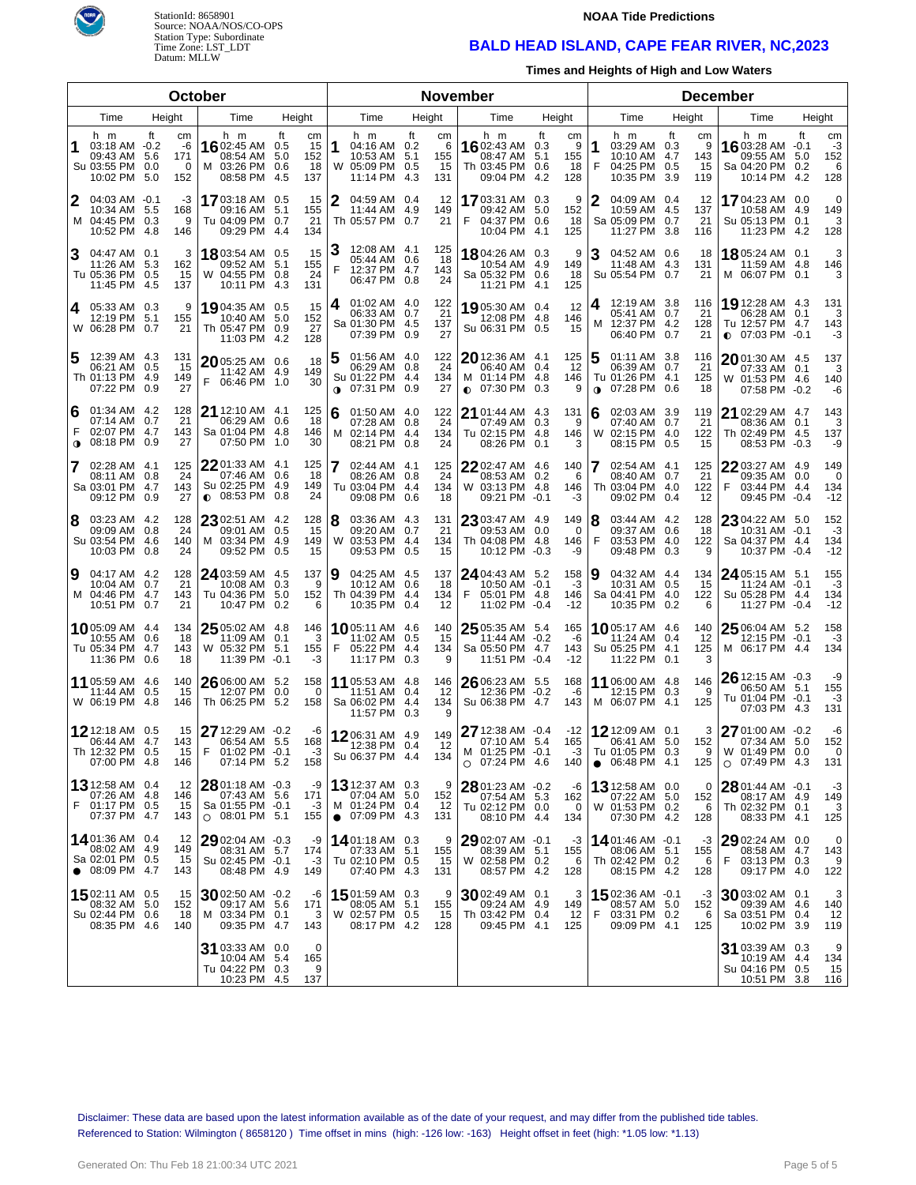StationId: 8658901
Source: NOAA/NOS/CO-OPS
Station Type: Subordinate
Time Zone: LST_LDT
Datum: MLLW

**NOAA Tide Predictions**

## BALD HEAD ISLAND, CAPE FEAR RIVER, NC,2023

**Times and Heights of High and Low Waters**

### October

| Day | Time (h m) | Height (ft) | Height (cm) |
|---|---|---|---|
| 1 Su | 03:18 AM | -0.2 | -6 |
| | 09:43 AM | 5.6 | 171 |
| | 03:55 PM | 0.0 | 0 |
| | 10:02 PM | 5.0 | 152 |
| 2 M | 04:03 AM | -0.1 | -3 |
| | 10:34 AM | 5.5 | 168 |
| | 04:45 PM | 0.3 | 9 |
| | 10:52 PM | 4.8 | 146 |
| 3 Tu | 04:47 AM | 0.1 | 3 |
| | 11:26 AM | 5.3 | 162 |
| | 05:36 PM | 0.5 | 15 |
| | 11:45 PM | 4.5 | 137 |
| 4 W | 05:33 AM | 0.3 | 9 |
| | 12:19 PM | 5.1 | 155 |
| | 06:28 PM | 0.7 | 21 |
| 5 Th | 12:39 AM | 4.3 | 131 |
| | 06:21 AM | 0.5 | 15 |
| | 01:13 PM | 4.9 | 149 |
| | 07:22 PM | 0.9 | 27 |
| 6 F ◑ | 01:34 AM | 4.2 | 128 |
| | 07:14 AM | 0.7 | 21 |
| | 02:07 PM | 4.7 | 143 |
| | 08:18 PM | 0.9 | 27 |
| 7 Sa | 02:28 AM | 4.1 | 125 |
| | 08:11 AM | 0.8 | 24 |
| | 03:01 PM | 4.7 | 143 |
| | 09:12 PM | 0.9 | 27 |
| 8 Su | 03:23 AM | 4.2 | 128 |
| | 09:09 AM | 0.8 | 24 |
| | 03:54 PM | 4.6 | 140 |
| | 10:03 PM | 0.8 | 24 |
| 9 M | 04:17 AM | 4.2 | 128 |
| | 10:04 AM | 0.7 | 21 |
| | 04:46 PM | 4.7 | 143 |
| | 10:51 PM | 0.7 | 21 |
| 10 Tu | 05:09 AM | 4.4 | 134 |
| | 10:55 AM | 0.6 | 18 |
| | 05:34 PM | 4.7 | 143 |
| | 11:36 PM | 0.6 | 18 |
| 11 W | 05:59 AM | 4.6 | 140 |
| | 11:44 AM | 0.5 | 15 |
| | 06:19 PM | 4.8 | 146 |
| 12 Th | 12:18 AM | 0.5 | 15 |
| | 06:44 AM | 4.7 | 143 |
| | 12:32 PM | 0.5 | 15 |
| | 07:00 PM | 4.8 | 146 |
| 13 F | 12:58 AM | 0.4 | 12 |
| | 07:26 AM | 4.8 | 146 |
| | 01:17 PM | 0.5 | 15 |
| | 07:37 PM | 4.7 | 143 |
| 14 Sa ● | 01:36 AM | 0.4 | 12 |
| | 08:02 AM | 4.9 | 149 |
| | 02:01 PM | 0.5 | 15 |
| | 08:09 PM | 4.7 | 143 |
| 15 Su | 02:11 AM | 0.5 | 15 |
| | 08:32 AM | 5.0 | 152 |
| | 02:44 PM | 0.6 | 18 |
| | 08:35 PM | 4.6 | 140 |
| 16 M | 02:45 AM | 0.5 | 15 |
| | 08:54 AM | 5.0 | 152 |
| | 03:26 PM | 0.6 | 18 |
| | 08:58 PM | 4.5 | 137 |
| 17 Tu | 03:18 AM | 0.5 | 15 |
| | 09:16 AM | 5.1 | 155 |
| | 04:09 PM | 0.7 | 21 |
| | 09:29 PM | 4.4 | 134 |
| 18 W | 03:54 AM | 0.5 | 15 |
| | 09:52 AM | 5.1 | 155 |
| | 04:55 PM | 0.8 | 24 |
| | 10:11 PM | 4.3 | 131 |
| 19 Th | 04:35 AM | 0.5 | 15 |
| | 10:40 AM | 5.0 | 152 |
| | 05:47 PM | 0.9 | 27 |
| | 11:03 PM | 4.2 | 128 |
| 20 F | 05:25 AM | 0.6 | 18 |
| | 11:42 AM | 4.9 | 149 |
| | 06:46 PM | 1.0 | 30 |
| 21 Sa | 12:10 AM | 4.1 | 125 |
| | 06:29 AM | 0.6 | 18 |
| | 01:04 PM | 4.8 | 146 |
| | 07:50 PM | 1.0 | 30 |
| 22 Su ◐ | 01:33 AM | 4.1 | 125 |
| | 07:46 AM | 0.6 | 18 |
| | 02:25 PM | 4.9 | 149 |
| | 08:53 PM | 0.8 | 24 |
| 23 M | 02:51 AM | 4.2 | 128 |
| | 09:01 AM | 0.5 | 15 |
| | 03:34 PM | 4.9 | 149 |
| | 09:52 PM | 0.5 | 15 |
| 24 Tu | 03:59 AM | 4.5 | 137 |
| | 10:08 AM | 0.3 | 9 |
| | 04:36 PM | 5.0 | 152 |
| | 10:47 PM | 0.2 | 6 |
| 25 W | 05:02 AM | 4.8 | 146 |
| | 11:09 AM | 0.1 | 3 |
| | 05:32 PM | 5.1 | 155 |
| | 11:39 PM | -0.1 | -3 |
| 26 Th | 06:00 AM | 5.2 | 158 |
| | 12:07 PM | 0.0 | 0 |
| | 06:25 PM | 5.2 | 158 |
| 27 F | 12:29 AM | -0.2 | -6 |
| | 06:54 AM | 5.5 | 168 |
| | 01:02 PM | -0.1 | -3 |
| | 07:14 PM | 5.2 | 158 |
| 28 Sa ○ | 01:18 AM | -0.3 | -9 |
| | 07:43 AM | 5.6 | 171 |
| | 01:55 PM | -0.1 | -3 |
| | 08:01 PM | 5.1 | 155 |
| 29 Su | 02:04 AM | -0.3 | -9 |
| | 08:31 AM | 5.7 | 174 |
| | 02:45 PM | -0.1 | -3 |
| | 08:48 PM | 4.9 | 149 |
| 30 M | 02:50 AM | -0.2 | -6 |
| | 09:17 AM | 5.6 | 171 |
| | 03:34 PM | 0.1 | 3 |
| | 09:35 PM | 4.7 | 143 |
| 31 Tu | 03:33 AM | 0.0 | 0 |
| | 10:04 AM | 5.4 | 165 |
| | 04:22 PM | 0.3 | 9 |
| | 10:23 PM | 4.5 | 137 |

### November

| Day | Time (h m) | Height (ft) | Height (cm) |
|---|---|---|---|
| 1 W | 04:16 AM | 0.2 | 6 |
| | 10:53 AM | 5.1 | 155 |
| | 05:09 PM | 0.5 | 15 |
| | 11:14 PM | 4.3 | 131 |
| 2 Th | 04:59 AM | 0.4 | 12 |
| | 11:44 AM | 4.9 | 149 |
| | 05:57 PM | 0.7 | 21 |
| 3 F | 12:08 AM | 4.1 | 125 |
| | 05:44 AM | 0.6 | 18 |
| | 12:37 PM | 4.7 | 143 |
| | 06:47 PM | 0.8 | 24 |
| 4 Sa | 01:02 AM | 4.0 | 122 |
| | 06:33 AM | 0.7 | 21 |
| | 01:30 PM | 4.5 | 137 |
| | 07:39 PM | 0.9 | 27 |
| 5 Su ◑ | 01:56 AM | 4.0 | 122 |
| | 06:29 AM | 0.8 | 24 |
| | 01:22 PM | 4.4 | 134 |
| | 07:31 PM | 0.9 | 27 |
| 6 M | 01:50 AM | 4.0 | 122 |
| | 07:28 AM | 0.8 | 24 |
| | 02:14 PM | 4.4 | 134 |
| | 08:21 PM | 0.8 | 24 |
| 7 Tu | 02:44 AM | 4.1 | 125 |
| | 08:26 AM | 0.8 | 24 |
| | 03:04 PM | 4.4 | 134 |
| | 09:08 PM | 0.6 | 18 |
| 8 W | 03:36 AM | 4.3 | 131 |
| | 09:20 AM | 0.7 | 21 |
| | 03:53 PM | 4.4 | 134 |
| | 09:53 PM | 0.5 | 15 |
| 9 Th | 04:25 AM | 4.5 | 137 |
| | 10:12 AM | 0.6 | 18 |
| | 04:39 PM | 4.4 | 134 |
| | 10:35 PM | 0.4 | 12 |
| 10 F | 05:11 AM | 4.6 | 140 |
| | 11:02 AM | 0.5 | 15 |
| | 05:22 PM | 4.4 | 134 |
| | 11:17 PM | 0.3 | 9 |
| 11 Sa | 05:53 AM | 4.8 | 146 |
| | 11:51 AM | 0.4 | 12 |
| | 06:02 PM | 4.4 | 134 |
| | 11:57 PM | 0.3 | 9 |
| 12 Su | 06:31 AM | 4.9 | 149 |
| | 12:38 PM | 0.4 | 12 |
| | 06:37 PM | 4.4 | 134 |
| 13 M ● | 12:37 AM | 0.3 | 9 |
| | 07:04 AM | 5.0 | 152 |
| | 01:24 PM | 0.4 | 12 |
| | 07:09 PM | 4.3 | 131 |
| 14 Tu | 01:18 AM | 0.3 | 9 |
| | 07:33 AM | 5.1 | 155 |
| | 02:10 PM | 0.5 | 15 |
| | 07:40 PM | 4.3 | 131 |
| 15 W | 01:59 AM | 0.3 | 9 |
| | 08:05 AM | 5.1 | 155 |
| | 02:57 PM | 0.5 | 15 |
| | 08:17 PM | 4.2 | 128 |
| 16 Th | 02:43 AM | 0.3 | 9 |
| | 08:47 AM | 5.1 | 155 |
| | 03:45 PM | 0.6 | 18 |
| | 09:04 PM | 4.2 | 128 |
| 17 F | 03:31 AM | 0.3 | 9 |
| | 09:42 AM | 5.0 | 152 |
| | 04:37 PM | 0.6 | 18 |
| | 10:04 PM | 4.1 | 125 |
| 18 Sa | 04:26 AM | 0.3 | 9 |
| | 10:54 AM | 4.9 | 149 |
| | 05:32 PM | 0.6 | 18 |
| | 11:21 PM | 4.1 | 125 |
| 19 Su | 05:30 AM | 0.4 | 12 |
| | 12:08 PM | 4.8 | 146 |
| | 06:31 PM | 0.5 | 15 |
| 20 M ◐ | 12:36 AM | 4.1 | 125 |
| | 06:40 AM | 0.4 | 12 |
| | 01:14 PM | 4.8 | 146 |
| | 07:30 PM | 0.3 | 9 |
| 21 Tu | 01:44 AM | 4.3 | 131 |
| | 07:49 AM | 0.3 | 9 |
| | 02:15 PM | 4.8 | 146 |
| | 08:26 PM | 0.1 | 3 |
| 22 W | 02:47 AM | 4.6 | 140 |
| | 08:53 AM | 0.2 | 6 |
| | 03:13 PM | 4.8 | 146 |
| | 09:21 PM | -0.1 | -3 |
| 23 Th | 03:47 AM | 4.9 | 149 |
| | 09:53 AM | 0.0 | 0 |
| | 04:08 PM | 4.8 | 146 |
| | 10:12 PM | -0.3 | -9 |
| 24 F | 04:43 AM | 5.2 | 158 |
| | 10:50 AM | -0.1 | -3 |
| | 05:01 PM | 4.8 | 146 |
| | 11:02 PM | -0.4 | -12 |
| 25 Sa | 05:35 AM | 5.4 | 165 |
| | 11:44 AM | -0.2 | -6 |
| | 05:50 PM | 4.7 | 143 |
| | 11:51 PM | -0.4 | -12 |
| 26 Su | 06:23 AM | 5.5 | 168 |
| | 12:36 PM | -0.2 | -6 |
| | 06:38 PM | 4.7 | 143 |
| 27 M ○ | 12:38 AM | -0.4 | -12 |
| | 07:10 AM | 5.4 | 165 |
| | 01:25 PM | -0.1 | -3 |
| | 07:24 PM | 4.6 | 140 |
| 28 Tu | 01:23 AM | -0.2 | -6 |
| | 07:54 AM | 5.3 | 162 |
| | 02:12 PM | 0.0 | 0 |
| | 08:10 PM | 4.4 | 134 |
| 29 W | 02:07 AM | -0.1 | -3 |
| | 08:39 AM | 5.1 | 155 |
| | 02:58 PM | 0.2 | 6 |
| | 08:57 PM | 4.2 | 128 |
| 30 Th | 02:49 AM | 0.1 | 3 |
| | 09:24 AM | 4.9 | 149 |
| | 03:42 PM | 0.4 | 12 |
| | 09:45 PM | 4.1 | 125 |

### December

| Day | Time (h m) | Height (ft) | Height (cm) |
|---|---|---|---|
| 1 F | 03:29 AM | 0.3 | 9 |
| | 10:10 AM | 4.7 | 143 |
| | 04:25 PM | 0.5 | 15 |
| | 10:35 PM | 3.9 | 119 |
| 2 Sa | 04:09 AM | 0.4 | 12 |
| | 10:59 AM | 4.5 | 137 |
| | 05:09 PM | 0.7 | 21 |
| | 11:27 PM | 3.8 | 116 |
| 3 Su | 04:52 AM | 0.6 | 18 |
| | 11:48 AM | 4.3 | 131 |
| | 05:54 PM | 0.7 | 21 |
| 4 M | 12:19 AM | 3.8 | 116 |
| | 05:41 AM | 0.7 | 21 |
| | 12:37 PM | 4.2 | 128 |
| | 06:40 PM | 0.7 | 21 |
| 5 Tu ◑ | 01:11 AM | 3.8 | 116 |
| | 06:39 AM | 0.7 | 21 |
| | 01:26 PM | 4.1 | 125 |
| | 07:28 PM | 0.6 | 18 |
| 6 W | 02:03 AM | 3.9 | 119 |
| | 07:40 AM | 0.7 | 21 |
| | 02:15 PM | 4.0 | 122 |
| | 08:15 PM | 0.5 | 15 |
| 7 Th | 02:54 AM | 4.1 | 125 |
| | 08:40 AM | 0.7 | 21 |
| | 03:04 PM | 4.0 | 122 |
| | 09:02 PM | 0.4 | 12 |
| 8 F | 03:44 AM | 4.2 | 128 |
| | 09:37 AM | 0.6 | 18 |
| | 03:53 PM | 4.0 | 122 |
| | 09:48 PM | 0.3 | 9 |
| 9 Sa | 04:32 AM | 4.4 | 134 |
| | 10:31 AM | 0.5 | 15 |
| | 04:41 PM | 4.0 | 122 |
| | 10:35 PM | 0.2 | 6 |
| 10 Su | 05:17 AM | 4.6 | 140 |
| | 11:24 AM | 0.4 | 12 |
| | 05:25 PM | 4.1 | 125 |
| | 11:22 PM | 0.1 | 3 |
| 11 M | 06:00 AM | 4.8 | 146 |
| | 12:15 PM | 0.3 | 9 |
| | 06:07 PM | 4.1 | 125 |
| 12 Tu ● | 12:09 AM | 0.1 | 3 |
| | 06:41 AM | 5.0 | 152 |
| | 01:05 PM | 0.3 | 9 |
| | 06:48 PM | 4.1 | 125 |
| 13 W | 12:58 AM | 0.0 | 0 |
| | 07:22 AM | 5.0 | 152 |
| | 01:53 PM | 0.2 | 6 |
| | 07:30 PM | 4.2 | 128 |
| 14 Th | 01:46 AM | -0.1 | -3 |
| | 08:06 AM | 5.1 | 155 |
| | 02:42 PM | 0.2 | 6 |
| | 08:15 PM | 4.2 | 128 |
| 15 F | 02:36 AM | -0.1 | -3 |
| | 08:57 AM | 5.0 | 152 |
| | 03:31 PM | 0.2 | 6 |
| | 09:09 PM | 4.1 | 125 |
| 16 Sa | 03:28 AM | -0.1 | -3 |
| | 09:55 AM | 5.0 | 152 |
| | 04:20 PM | 0.2 | 6 |
| | 10:14 PM | 4.2 | 128 |
| 17 Su | 04:23 AM | 0.0 | 0 |
| | 10:58 AM | 4.9 | 149 |
| | 05:13 PM | 0.1 | 3 |
| | 11:23 PM | 4.2 | 128 |
| 18 M | 05:24 AM | 0.1 | 3 |
| | 11:59 AM | 4.8 | 146 |
| | 06:07 PM | 0.1 | 3 |
| 19 Tu ◐ | 12:28 AM | 4.3 | 131 |
| | 06:28 AM | 0.1 | 3 |
| | 12:57 PM | 4.7 | 143 |
| | 07:03 PM | -0.1 | -3 |
| 20 W | 01:30 AM | 4.5 | 137 |
| | 07:33 AM | 0.1 | 3 |
| | 01:53 PM | 4.6 | 140 |
| | 07:58 PM | -0.2 | -6 |
| 21 Th | 02:29 AM | 4.7 | 143 |
| | 08:36 AM | 0.1 | 3 |
| | 02:49 PM | 4.5 | 137 |
| | 08:53 PM | -0.3 | -9 |
| 22 F | 03:27 AM | 4.9 | 149 |
| | 09:35 AM | 0.0 | 0 |
| | 03:44 PM | 4.4 | 134 |
| | 09:45 PM | -0.4 | -12 |
| 23 Sa | 04:22 AM | 5.0 | 152 |
| | 10:31 AM | -0.1 | -3 |
| | 04:37 PM | 4.4 | 134 |
| | 10:37 PM | -0.4 | -12 |
| 24 Su | 05:15 AM | 5.1 | 155 |
| | 11:24 AM | -0.1 | -3 |
| | 05:28 PM | 4.4 | 134 |
| | 11:27 PM | -0.4 | -12 |
| 25 M | 06:04 AM | 5.2 | 158 |
| | 12:15 PM | -0.1 | -3 |
| | 06:17 PM | 4.4 | 134 |
| 26 Tu | 12:15 AM | -0.3 | -9 |
| | 06:50 AM | 5.1 | 155 |
| | 01:04 PM | -0.1 | -3 |
| | 07:03 PM | 4.3 | 131 |
| 27 W ○ | 01:00 AM | -0.2 | -6 |
| | 07:34 AM | 5.0 | 152 |
| | 01:49 PM | 0.0 | 0 |
| | 07:49 PM | 4.3 | 131 |
| 28 Th | 01:44 AM | -0.1 | -3 |
| | 08:17 AM | 4.9 | 149 |
| | 02:32 PM | 0.1 | 3 |
| | 08:33 PM | 4.1 | 125 |
| 29 F | 02:24 AM | 0.0 | 0 |
| | 08:58 AM | 4.7 | 143 |
| | 03:13 PM | 0.3 | 9 |
| | 09:17 PM | 4.0 | 122 |
| 30 Sa | 03:02 AM | 0.1 | 3 |
| | 09:39 AM | 4.6 | 140 |
| | 03:51 PM | 0.4 | 12 |
| | 10:02 PM | 3.9 | 119 |
| 31 Su | 03:39 AM | 0.3 | 9 |
| | 10:19 AM | 4.4 | 134 |
| | 04:16 PM | 0.5 | 15 |
| | 10:51 PM | 3.8 | 116 |

Disclaimer: These data are based upon the latest information available as of the date of your request, and may differ from the published tide tables.
Referenced to Station: Wilmington ( 8658120 ) Time offset in mins (high: -126 low: -163) Height offset in feet (high: *1.05 low: *1.13)

Generated On: Thu Feb 18 21:00:34 UTC 2021